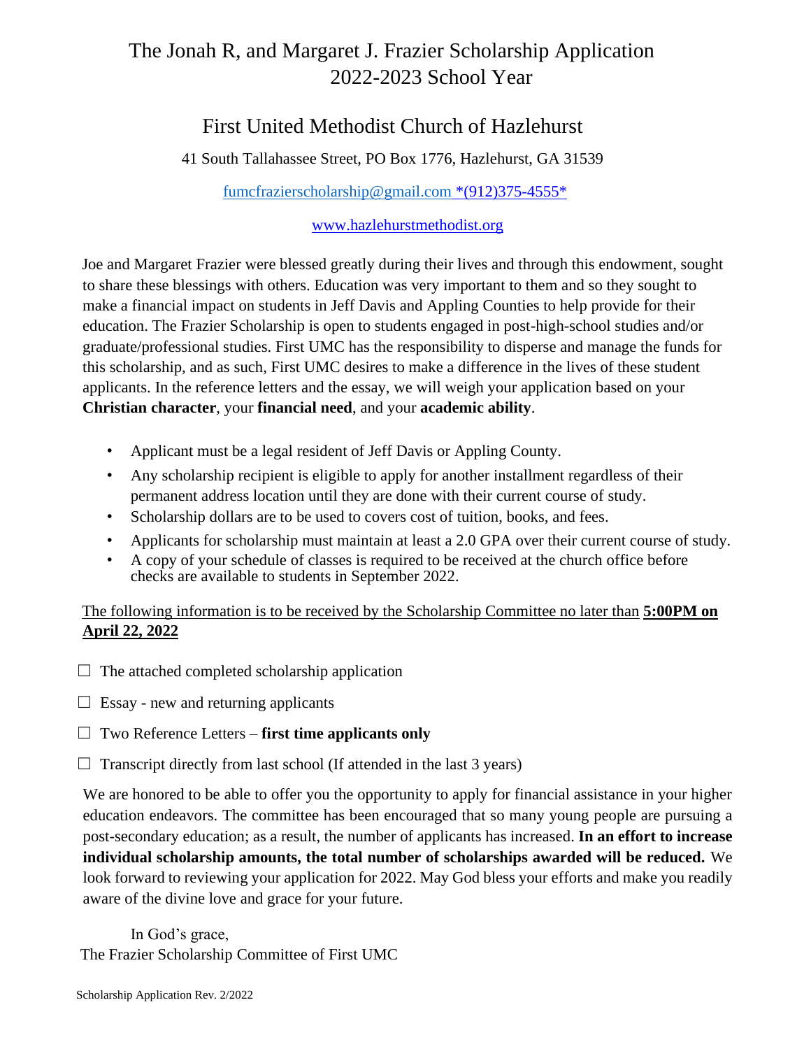# The Jonah R, and Margaret J. Frazier Scholarship Application 2022-2023 School Year

## First United Methodist Church of Hazlehurst

41 South Tallahassee Street, PO Box 1776, Hazlehurst, GA 31539

fumcfrazierscholarship@gmail.com *(912)375-4555*

www.hazlehurstmethodist.org

Joe and Margaret Frazier were blessed greatly during their lives and through this endowment, sought to share these blessings with others. Education was very important to them and so they sought to make a financial impact on students in Jeff Davis and Appling Counties to help provide for their education. The Frazier Scholarship is open to students engaged in post-high-school studies and/or graduate/professional studies. First UMC has the responsibility to disperse and manage the funds for this scholarship, and as such, First UMC desires to make a difference in the lives of these student applicants. In the reference letters and the essay, we will weigh your application based on your **Christian character**, your **financial need**, and your **academic ability**.

- Applicant must be a legal resident of Jeff Davis or Appling County.
- Any scholarship recipient is eligible to apply for another installment regardless of their permanent address location until they are done with their current course of study.
- Scholarship dollars are to be used to covers cost of tuition, books, and fees.
- Applicants for scholarship must maintain at least a 2.0 GPA over their current course of study.
- A copy of your schedule of classes is required to be received at the church office before checks are available to students in September 2022.

<u>The following information is to be received by the Scholarship Committee no later than **5:00PM on April 22, 2022**</u>

☐ The attached completed scholarship application

☐ Essay - new and returning applicants

☐ Two Reference Letters – **first time applicants only**

☐ Transcript directly from last school (If attended in the last 3 years)

We are honored to be able to offer you the opportunity to apply for financial assistance in your higher education endeavors. The committee has been encouraged that so many young people are pursuing a post-secondary education; as a result, the number of applicants has increased. **In an effort to increase individual scholarship amounts, the total number of scholarships awarded will be reduced.** We look forward to reviewing your application for 2022. May God bless your efforts and make you readily aware of the divine love and grace for your future.

In God's grace,
The Frazier Scholarship Committee of First UMC

Scholarship Application Rev. 2/2022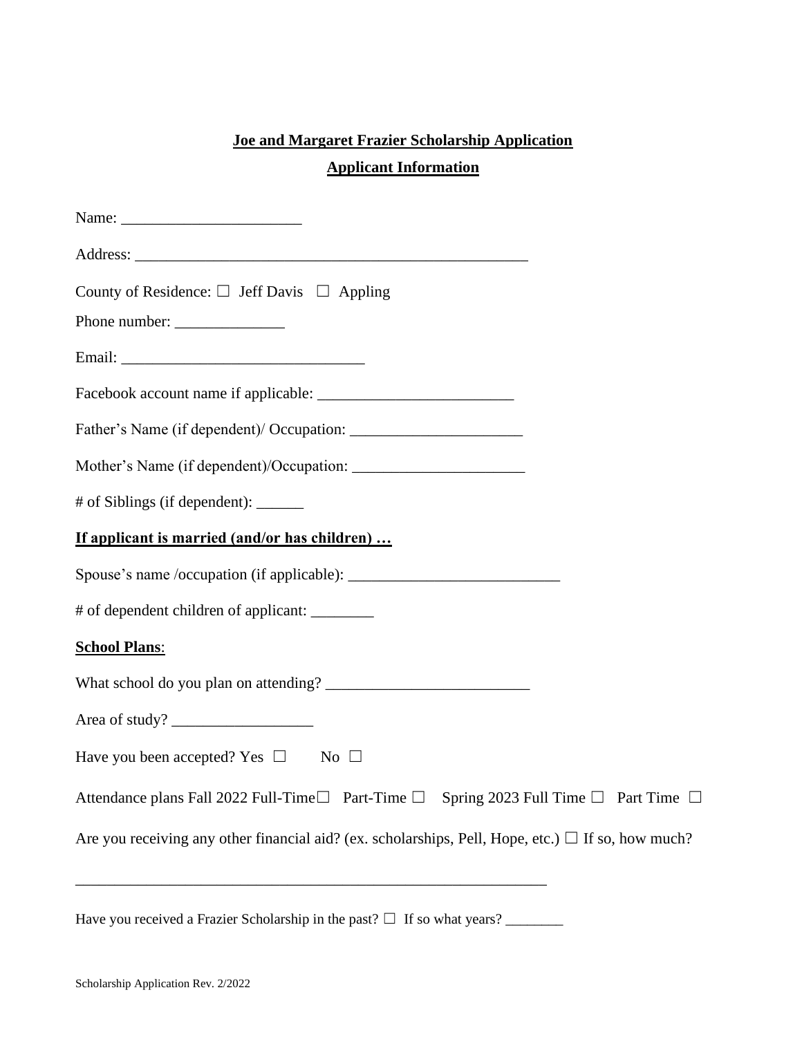**Joe and Margaret Frazier Scholarship Application**

**Applicant Information**

Name: _______________________

Address: ___________________________________________________

County of Residence: ☐ Jeff Davis ☐ Appling

Phone number: ______________

Email: _______________________________

Facebook account name if applicable: _________________________

Father's Name (if dependent)/ Occupation: ______________________

Mother's Name (if dependent)/Occupation: ______________________

# of Siblings (if dependent): ______

**If applicant is married (and/or has children) …**

Spouse's name /occupation (if applicable): ___________________________

# of dependent children of applicant: ________

**School Plans**:

What school do you plan on attending? __________________________

Area of study? __________________

Have you been accepted? Yes ☐ No ☐

Attendance plans Fall 2022 Full-Time☐ Part-Time ☐ Spring 2023 Full Time ☐ Part Time ☐

Are you receiving any other financial aid? (ex. scholarships, Pell, Hope, etc.) ☐ If so, how much?

_____________________________________________________________

Have you received a Frazier Scholarship in the past? ☐ If so what years? ________

Scholarship Application Rev. 2/2022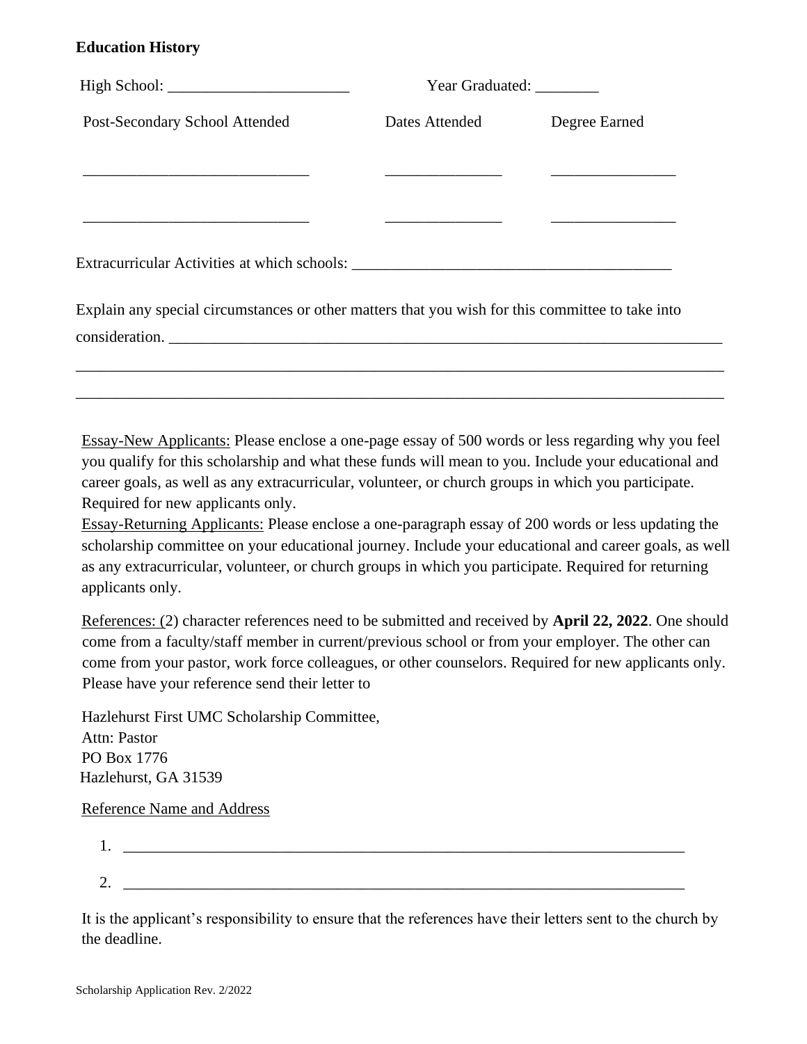**Education History**

High School: _______________________ Year Graduated: ________

| Post-Secondary School Attended | Dates Attended | Degree Earned |
|---|---|---|
| ____________________________ | ______________ | _______________ |
| ____________________________ | ______________ | _______________ |

Extracurricular Activities at which schools: ________________________________________

Explain any special circumstances or other matters that you wish for this committee to take into consideration. ___________________________________________________________________________

_____________________________________________________________________________________

_____________________________________________________________________________________

Essay-New Applicants: Please enclose a one-page essay of 500 words or less regarding why you feel you qualify for this scholarship and what these funds will mean to you. Include your educational and career goals, as well as any extracurricular, volunteer, or church groups in which you participate. Required for new applicants only.

Essay-Returning Applicants: Please enclose a one-paragraph essay of 200 words or less updating the scholarship committee on your educational journey. Include your educational and career goals, as well as any extracurricular, volunteer, or church groups in which you participate. Required for returning applicants only.

References: (2) character references need to be submitted and received by **April 22, 2022**. One should come from a faculty/staff member in current/previous school or from your employer. The other can come from your pastor, work force colleagues, or other counselors. Required for new applicants only. Please have your reference send their letter to

Hazlehurst First UMC Scholarship Committee,
Attn: Pastor
PO Box 1776
Hazlehurst, GA 31539

Reference Name and Address

1. ___________________________________________________________________________
2. ___________________________________________________________________________

It is the applicant's responsibility to ensure that the references have their letters sent to the church by the deadline.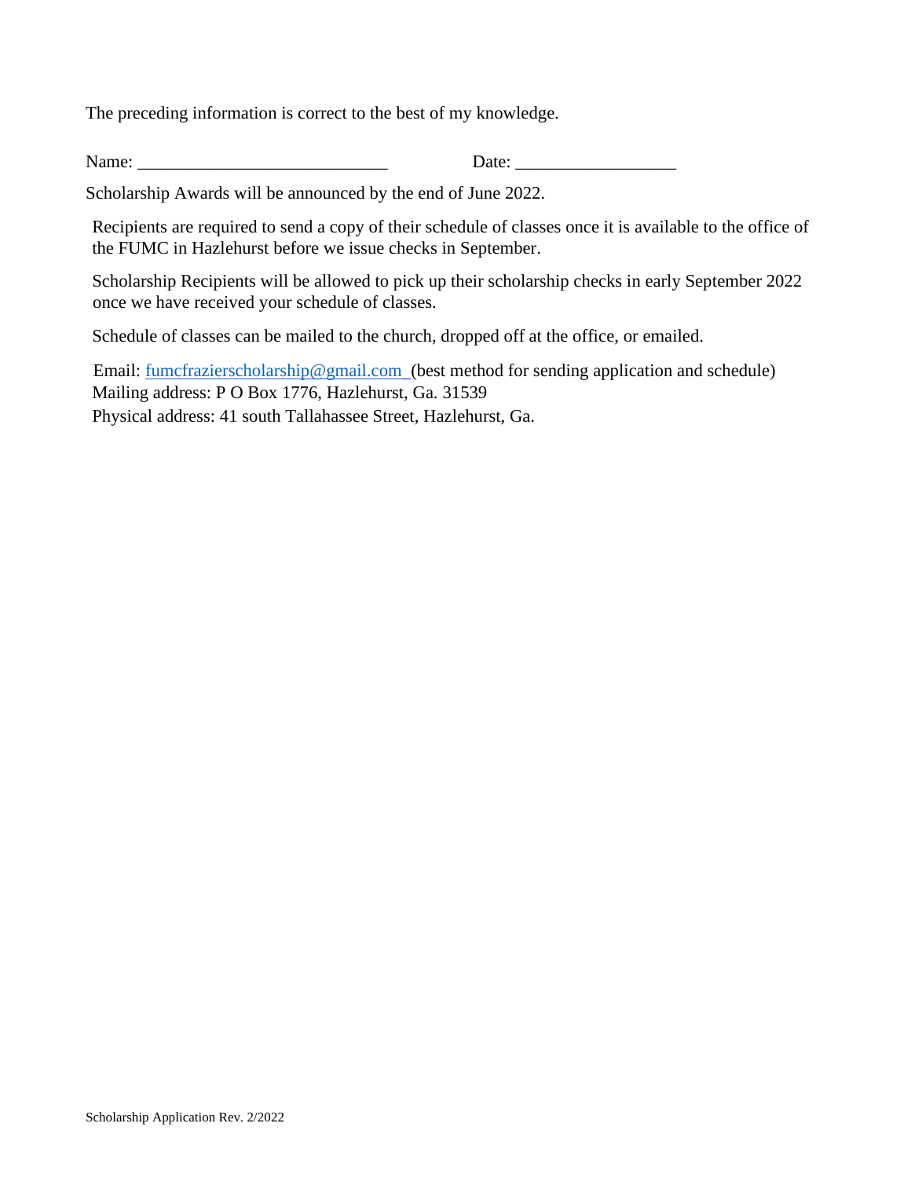The preceding information is correct to the best of my knowledge.

Name: ___________________________ Date: _________________

Scholarship Awards will be announced by the end of June 2022.

Recipients are required to send a copy of their schedule of classes once it is available to the office of the FUMC in Hazlehurst before we issue checks in September.

Scholarship Recipients will be allowed to pick up their scholarship checks in early September 2022 once we have received your schedule of classes.

Schedule of classes can be mailed to the church, dropped off at the office, or emailed.

Email: fumcfrazierscholarship@gmail.com (best method for sending application and schedule)
Mailing address: P O Box 1776, Hazlehurst, Ga. 31539
Physical address: 41 south Tallahassee Street, Hazlehurst, Ga.

Scholarship Application Rev. 2/2022